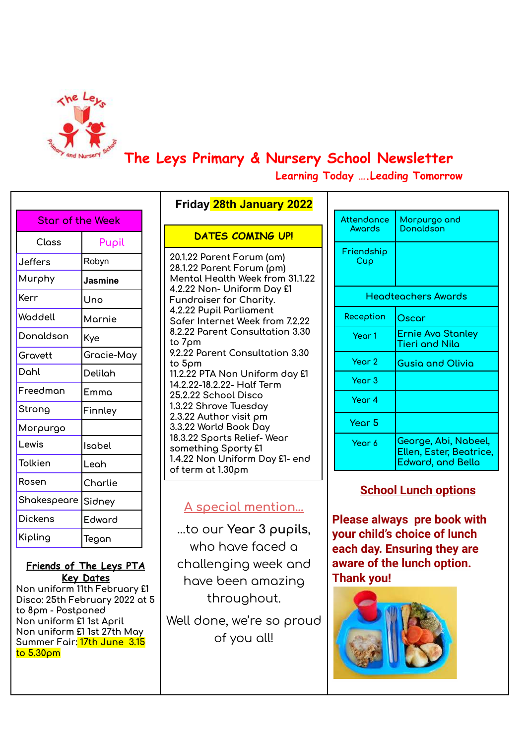# The Leys Primary & Nursery School Newsletter

**Learning Today ….Leading Tomorrow**

| Star of the Week | |
|---|---|
| Class | Pupil |
| Jeffers | Robyn |
| Murphy | **Jasmine** |
| Kerr | Uno |
| Waddell | Marnie |
| Donaldson | Kye |
| Gravett | Gracie-May |
| Dahl | Delilah |
| Freedman | Emma |
| Strong | Finnley |
| Morpurgo | |
| Lewis | Isabel |
| Tolkien | Leah |
| Rosen | Charlie |
| Shakespeare | Sidney |
| Dickens | Edward |
| Kipling | Tegan |

**Friends of The Leys PTA Key Dates**

Non uniform 11th February £1
Disco: 25th February 2022 at 5 to 8pm - Postponed
Non uniform £1 1st April
Non uniform £1 1st 27th May
Summer Fair: 17th June 3.15 to 5.30pm

## Friday 28th January 2022

**DATES COMING UP!**

20.1.22 Parent Forum (am)
28.1.22 Parent Forum (pm)
Mental Health Week from 31.1.22
4.2.22 Non- Uniform Day £1 Fundraiser for Charity.
4.2.22 Pupil Parliament
Safer Internet Week from 7.2.22
8.2.22 Parent Consultation 3.30 to 7pm
9.2.22 Parent Consultation 3.30 to 5pm
11.2.22 PTA Non Uniform day £1
14.2.22-18.2.22- Half Term
25.2.22 School Disco
1.3.22 Shrove Tuesday
2.3.22 Author visit pm
3.3.22 World Book Day
18.3.22 Sports Relief- Wear something Sporty £1
1.4.22 Non Uniform Day £1- end of term at 1.30pm

**A special mention…**

…to our Year 3 pupils, who have faced a challenging week and have been amazing throughout.

Well done, we're so proud of you all!

| Attendance Awards | Morpurgo and Donaldson |
|---|---|
| Friendship Cup | |
| Headteachers Awards | |
| Reception | Oscar |
| Year 1 | Ernie Ava Stanley Tieri and Nila |
| Year 2 | Gusia and Olivia |
| Year 3 | |
| Year 4 | |
| Year 5 | |
| Year 6 | George, Abi, Nabeel, Ellen, Ester, Beatrice, Edward, and Bella |

**School Lunch options**

**Please always pre book with your child's choice of lunch each day. Ensuring they are aware of the lunch option. Thank you!**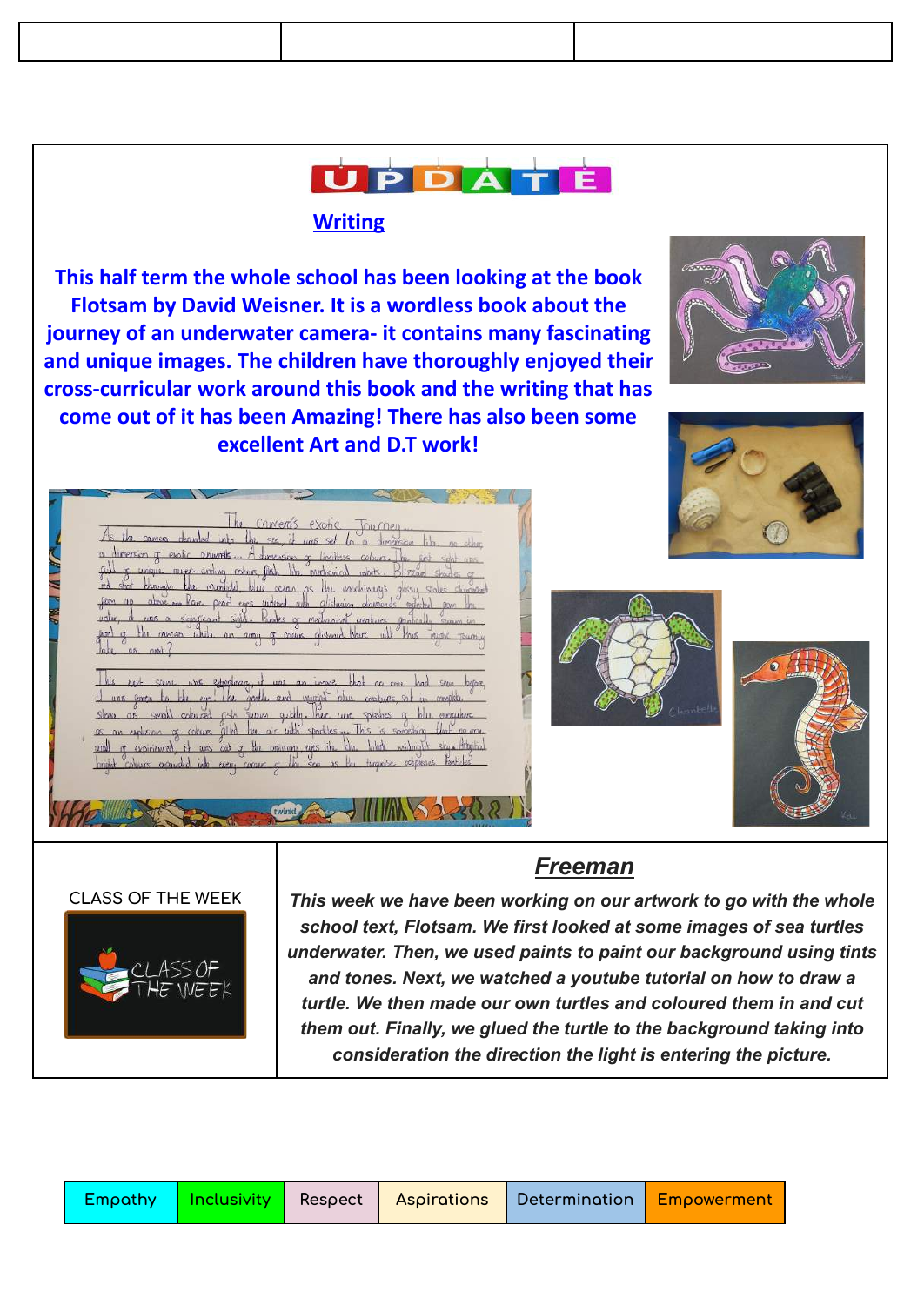# UPDATE

## Writing

**This half term the whole school has been looking at the book Flotsam by David Weisner. It is a wordless book about the journey of an underwater camera- it contains many fascinating and unique images. The children have thoroughly enjoyed their cross-curricular work around this book and the writing that has come out of it has been Amazing! There has also been some excellent Art and D.T work!**

CLASS OF THE WEEK

## *Freeman*

***This week we have been working on our artwork to go with the whole school text, Flotsam. We first looked at some images of sea turtles underwater. Then, we used paints to paint our background using tints and tones. Next, we watched a youtube tutorial on how to draw a turtle. We then made our own turtles and coloured them in and cut them out. Finally, we glued the turtle to the background taking into consideration the direction the light is entering the picture.***

| Empathy | Inclusivity | Respect | Aspirations | Determination | Empowerment |
|---|---|---|---|---|---|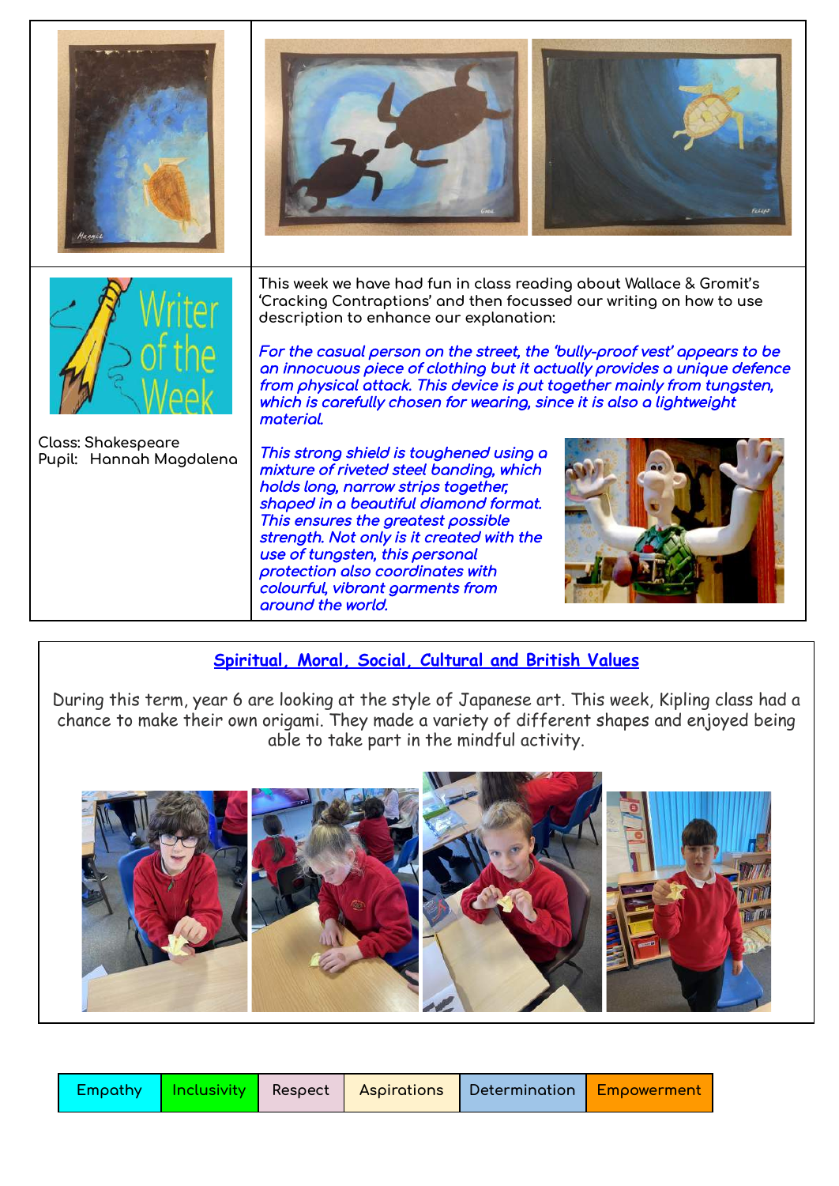Writer of the Week

Class: Shakespeare
Pupil: Hannah Magdalena

This week we have had fun in class reading about Wallace & Gromit's 'Cracking Contraptions' and then focussed our writing on how to use description to enhance our explanation:

*For the casual person on the street, the 'bully-proof vest' appears to be an innocuous piece of clothing but it actually provides a unique defence from physical attack. This device is put together mainly from tungsten, which is carefully chosen for wearing, since it is also a lightweight material.*

*This strong shield is toughened using a mixture of riveted steel banding, which holds long, narrow strips together, shaped in a beautiful diamond format. This ensures the greatest possible strength. Not only is it created with the use of tungsten, this personal protection also coordinates with colourful, vibrant garments from around the world.*

## Spiritual, Moral, Social, Cultural and British Values

During this term, year 6 are looking at the style of Japanese art. This week, Kipling class had a chance to make their own origami. They made a variety of different shapes and enjoyed being able to take part in the mindful activity.

| Empathy | Inclusivity | Respect | Aspirations | Determination | Empowerment |
|---|---|---|---|---|---|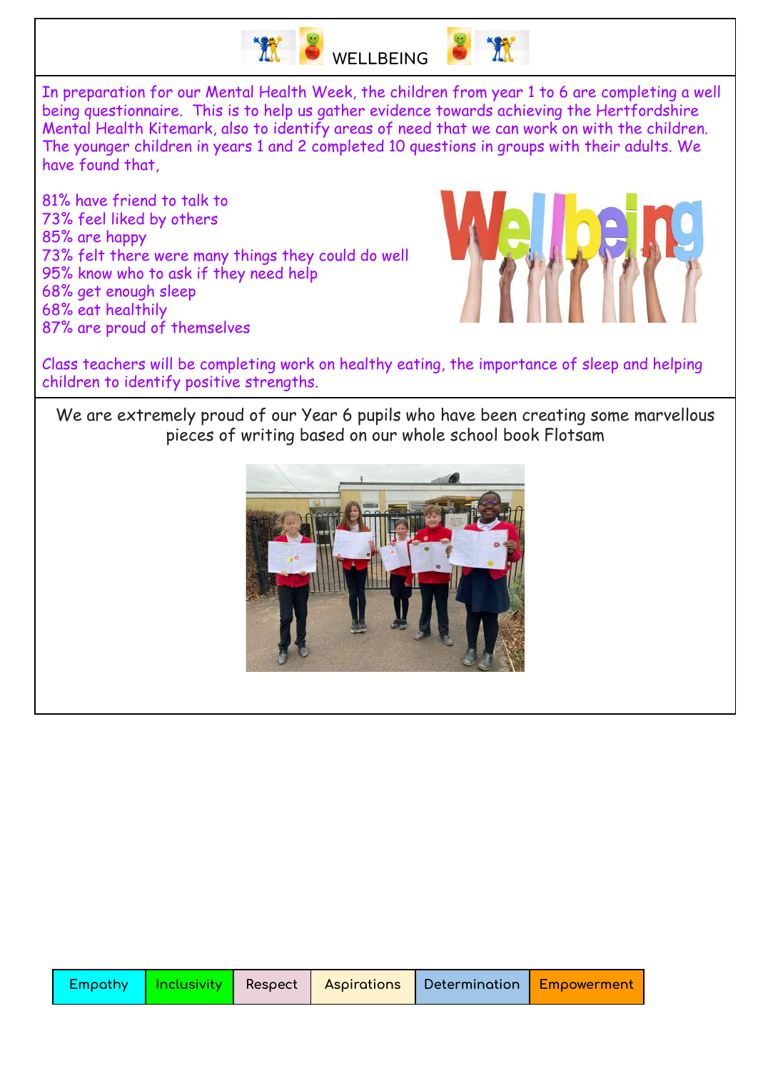## WELLBEING

In preparation for our Mental Health Week, the children from year 1 to 6 are completing a well being questionnaire. This is to help us gather evidence towards achieving the Hertfordshire Mental Health Kitemark, also to identify areas of need that we can work on with the children. The younger children in years 1 and 2 completed 10 questions in groups with their adults. We have found that,

81% have friend to talk to
73% feel liked by others
85% are happy
73% felt there were many things they could do well
95% know who to ask if they need help
68% get enough sleep
68% eat healthily
87% are proud of themselves

Class teachers will be completing work on healthy eating, the importance of sleep and helping children to identify positive strengths.

We are extremely proud of our Year 6 pupils who have been creating some marvellous pieces of writing based on our whole school book Flotsam

| Empathy | Inclusivity | Respect | Aspirations | Determination | Empowerment |
|---|---|---|---|---|---|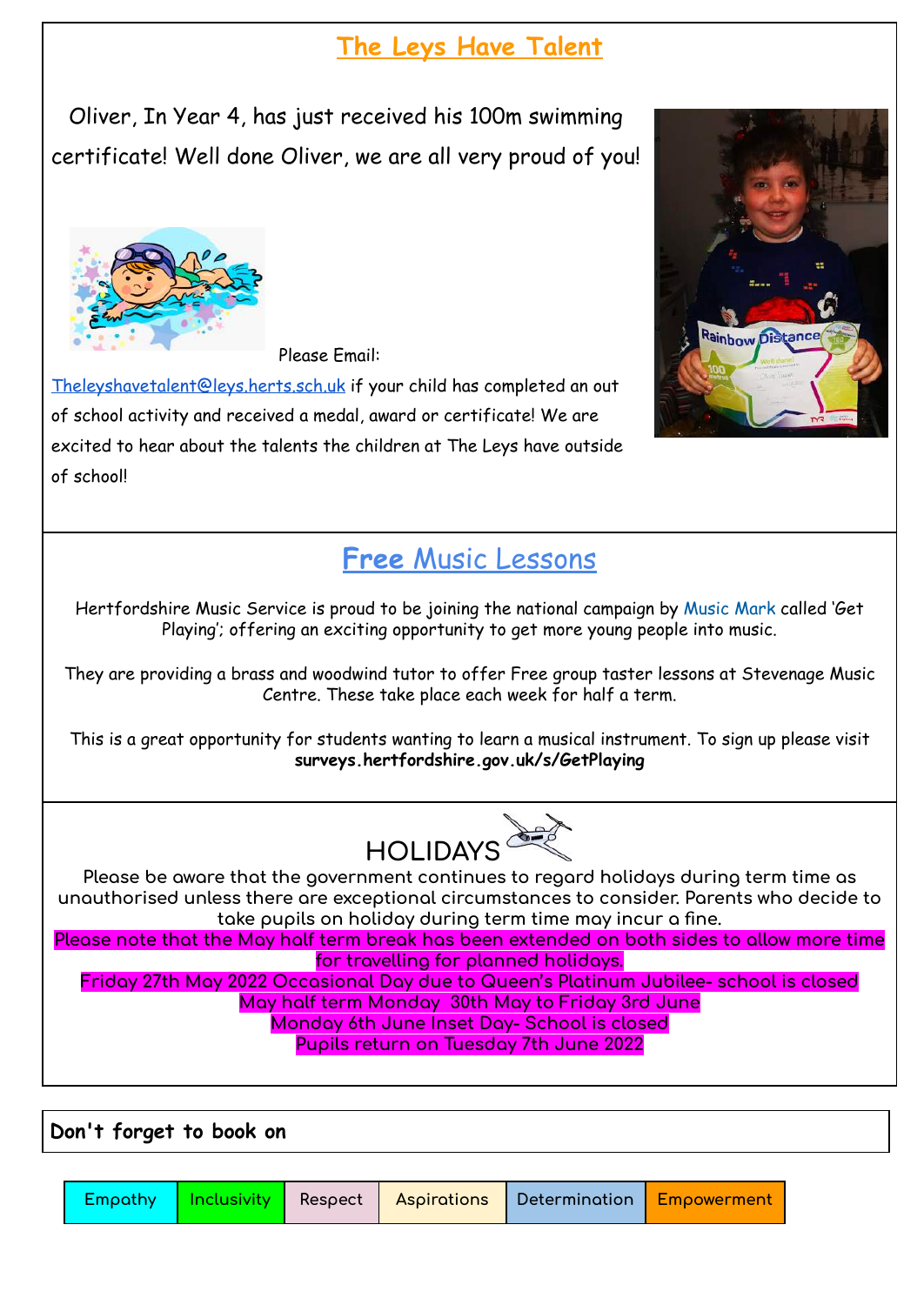## The Leys Have Talent

Oliver, In Year 4, has just received his 100m swimming certificate! Well done Oliver, we are all very proud of you!

Please Email:

Theleyshavetalent@leys.herts.sch.uk if your child has completed an out of school activity and received a medal, award or certificate! We are excited to hear about the talents the children at The Leys have outside of school!

## Free Music Lessons

Hertfordshire Music Service is proud to be joining the national campaign by Music Mark called 'Get Playing'; offering an exciting opportunity to get more young people into music.

They are providing a brass and woodwind tutor to offer Free group taster lessons at Stevenage Music Centre. These take place each week for half a term.

This is a great opportunity for students wanting to learn a musical instrument. To sign up please visit **surveys.hertfordshire.gov.uk/s/GetPlaying**

## HOLIDAYS

Please be aware that the government continues to regard holidays during term time as unauthorised unless there are exceptional circumstances to consider. Parents who decide to take pupils on holiday during term time may incur a fine.

Please note that the May half term break has been extended on both sides to allow more time for travelling for planned holidays.

Friday 27th May 2022 Occasional Day due to Queen's Platinum Jubilee- school is closed

May half term Monday 30th May to Friday 3rd June

Monday 6th June Inset Day- School is closed

Pupils return on Tuesday 7th June 2022

**Don't forget to book on**

| Empathy | Inclusivity | Respect | Aspirations | Determination | Empowerment |
|---|---|---|---|---|---|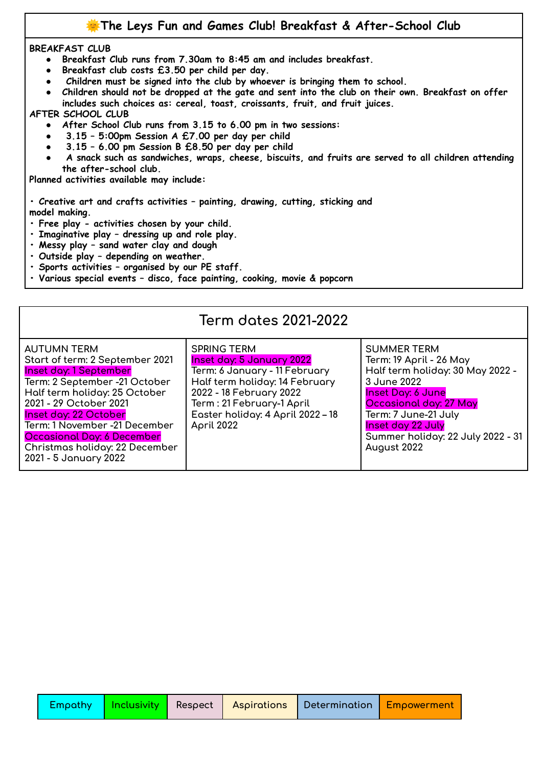## 🌞The Leys Fun and Games Club! Breakfast & After-School Club

**BREAKFAST CLUB**

- **Breakfast Club runs from 7.30am to 8:45 am and includes breakfast.**
- **Breakfast club costs £3.50 per child per day.**
- **Children must be signed into the club by whoever is bringing them to school.**
- **Children should not be dropped at the gate and sent into the club on their own. Breakfast on offer includes such choices as: cereal, toast, croissants, fruit, and fruit juices.**

**AFTER SCHOOL CLUB**

- **After School Club runs from 3.15 to 6.00 pm in two sessions:**
- **3.15 – 5:00pm Session A £7.00 per day per child**
- **3.15 – 6.00 pm Session B £8.50 per day per child**
- **A snack such as sandwiches, wraps, cheese, biscuits, and fruits are served to all children attending the after-school club.**

**Planned activities available may include:**

**• Creative art and crafts activities – painting, drawing, cutting, sticking and model making.**
**• Free play - activities chosen by your child.**
**• Imaginative play – dressing up and role play.**
**• Messy play – sand water clay and dough**
**• Outside play – depending on weather.**
**• Sports activities – organised by our PE staff.**
**• Various special events – disco, face painting, cooking, movie & popcorn**

## Term dates 2021-2022

| AUTUMN TERM | SPRING TERM | SUMMER TERM |
|---|---|---|
| Start of term: 2 September 2021<br>Inset day: 1 September<br>Term: 2 September -21 October<br>Half term holiday: 25 October 2021 - 29 October 2021<br>Inset day: 22 October<br>Term: 1 November -21 December<br>Occasional Day: 6 December<br>Christmas holiday: 22 December 2021 - 5 January 2022 | Inset day: 5 January 2022<br>Term: 6 January - 11 February<br>Half term holiday: 14 February 2022 - 18 February 2022<br>Term : 21 February-1 April<br>Easter holiday: 4 April 2022 – 18 April 2022 | Term: 19 April - 26 May<br>Half term holiday: 30 May 2022 - 3 June 2022<br>Inset Day: 6 June<br>Occasional day: 27 May<br>Term: 7 June-21 July<br>Inset day 22 July<br>Summer holiday: 22 July 2022 - 31 August 2022 |

| Empathy | Inclusivity | Respect | Aspirations | Determination | Empowerment |
|---|---|---|---|---|---|